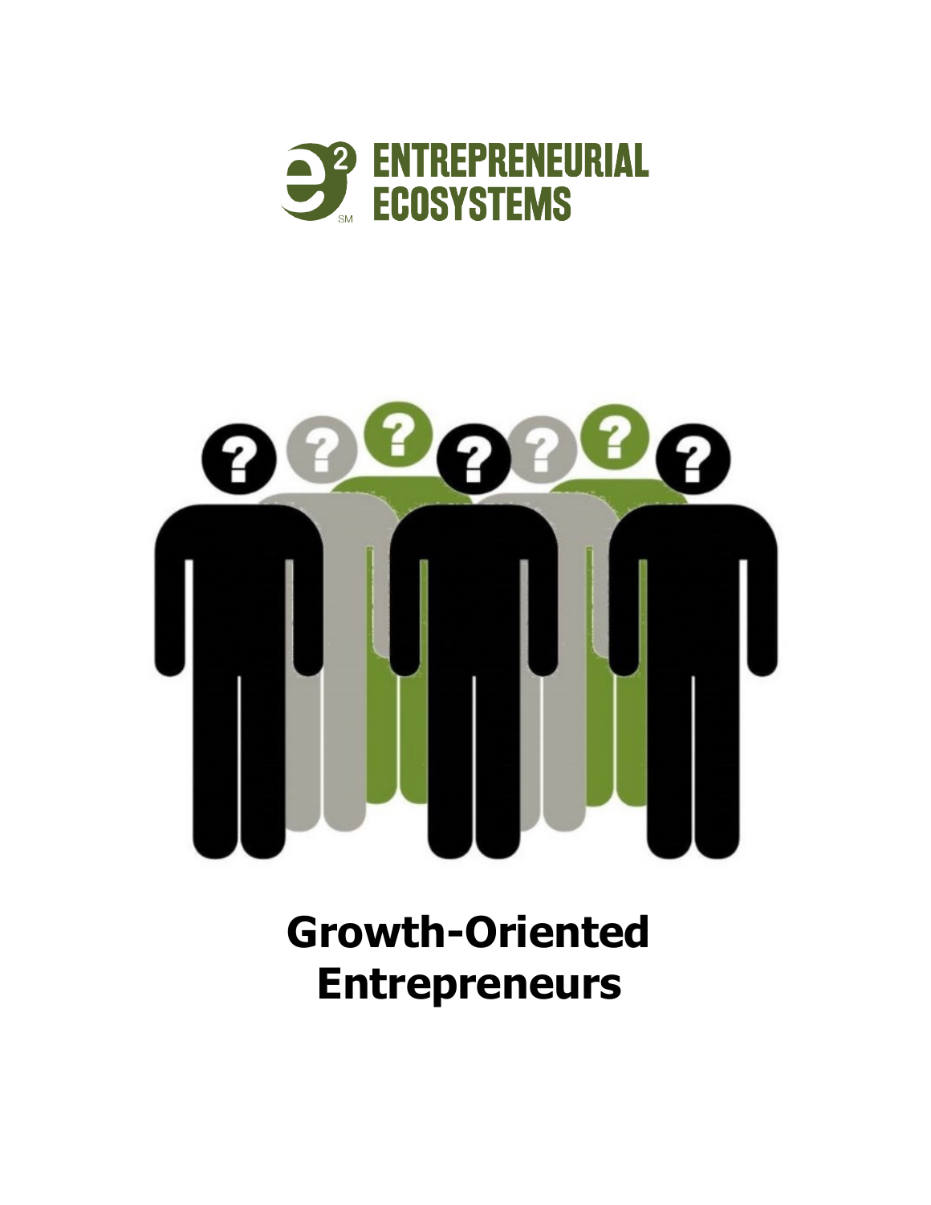ENTREPRENEURIAL ECOSYSTEMS

# Growth-Oriented Entrepreneurs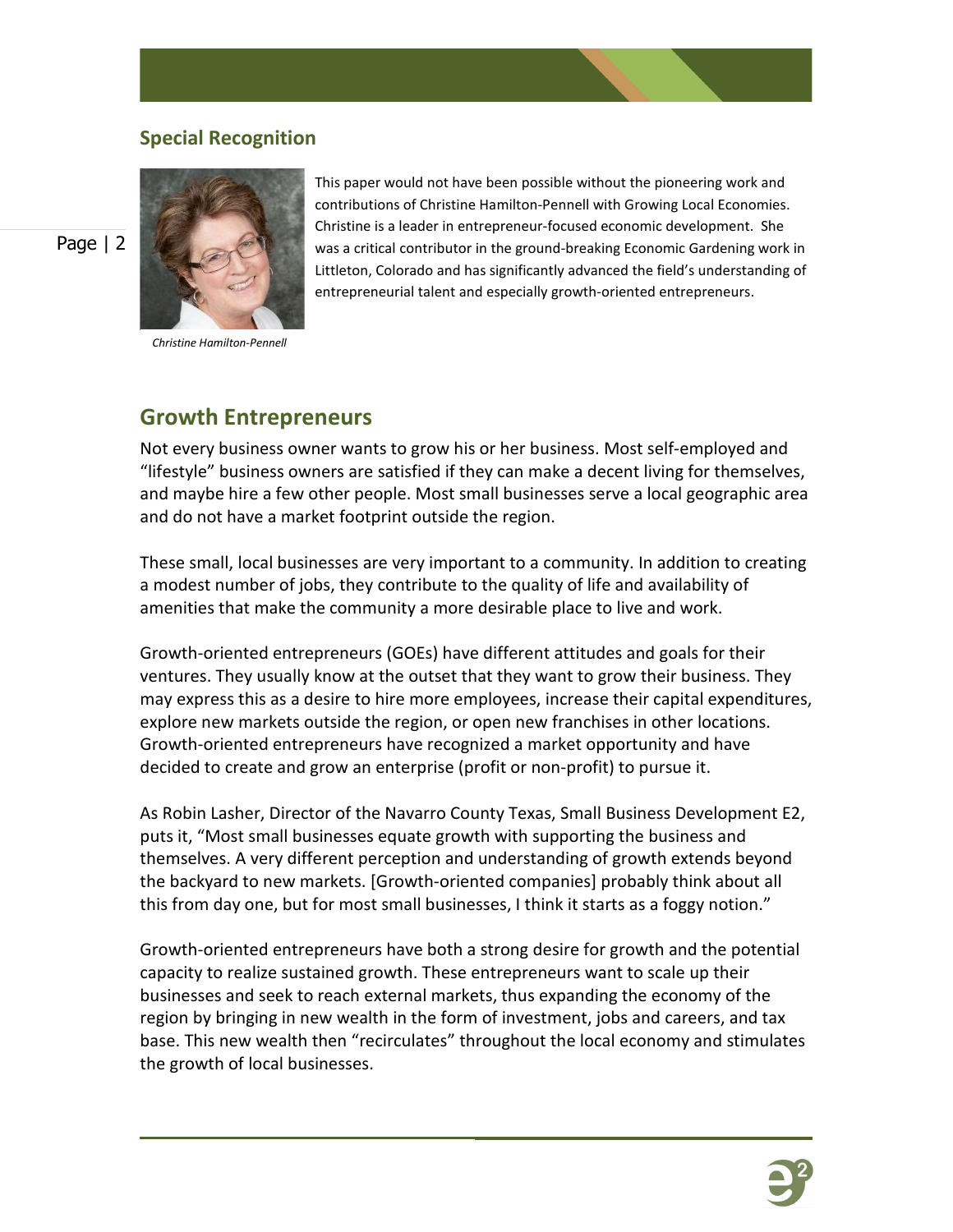## Special Recognition

This paper would not have been possible without the pioneering work and contributions of Christine Hamilton-Pennell with Growing Local Economies. Christine is a leader in entrepreneur-focused economic development. She was a critical contributor in the ground-breaking Economic Gardening work in Littleton, Colorado and has significantly advanced the field's understanding of entrepreneurial talent and especially growth-oriented entrepreneurs.

*Christine Hamilton-Pennell*

## Growth Entrepreneurs

Not every business owner wants to grow his or her business. Most self-employed and "lifestyle" business owners are satisfied if they can make a decent living for themselves, and maybe hire a few other people. Most small businesses serve a local geographic area and do not have a market footprint outside the region.

These small, local businesses are very important to a community. In addition to creating a modest number of jobs, they contribute to the quality of life and availability of amenities that make the community a more desirable place to live and work.

Growth-oriented entrepreneurs (GOEs) have different attitudes and goals for their ventures. They usually know at the outset that they want to grow their business. They may express this as a desire to hire more employees, increase their capital expenditures, explore new markets outside the region, or open new franchises in other locations. Growth-oriented entrepreneurs have recognized a market opportunity and have decided to create and grow an enterprise (profit or non-profit) to pursue it.

As Robin Lasher, Director of the Navarro County Texas, Small Business Development E2, puts it, "Most small businesses equate growth with supporting the business and themselves. A very different perception and understanding of growth extends beyond the backyard to new markets. [Growth-oriented companies] probably think about all this from day one, but for most small businesses, I think it starts as a foggy notion."

Growth-oriented entrepreneurs have both a strong desire for growth and the potential capacity to realize sustained growth. These entrepreneurs want to scale up their businesses and seek to reach external markets, thus expanding the economy of the region by bringing in new wealth in the form of investment, jobs and careers, and tax base. This new wealth then "recirculates" throughout the local economy and stimulates the growth of local businesses.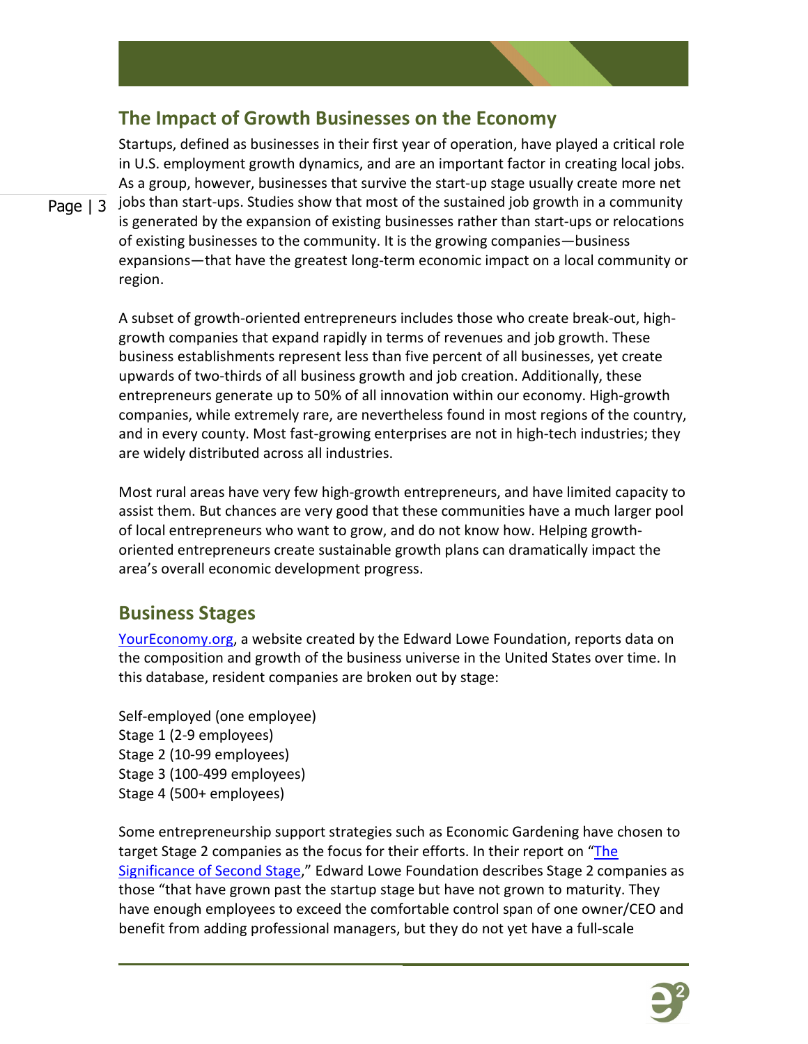## The Impact of Growth Businesses on the Economy

Startups, defined as businesses in their first year of operation, have played a critical role in U.S. employment growth dynamics, and are an important factor in creating local jobs. As a group, however, businesses that survive the start-up stage usually create more net jobs than start-ups. Studies show that most of the sustained job growth in a community is generated by the expansion of existing businesses rather than start-ups or relocations of existing businesses to the community. It is the growing companies—business expansions—that have the greatest long-term economic impact on a local community or region.

A subset of growth-oriented entrepreneurs includes those who create break-out, high-growth companies that expand rapidly in terms of revenues and job growth. These business establishments represent less than five percent of all businesses, yet create upwards of two-thirds of all business growth and job creation. Additionally, these entrepreneurs generate up to 50% of all innovation within our economy. High-growth companies, while extremely rare, are nevertheless found in most regions of the country, and in every county. Most fast-growing enterprises are not in high-tech industries; they are widely distributed across all industries.

Most rural areas have very few high-growth entrepreneurs, and have limited capacity to assist them. But chances are very good that these communities have a much larger pool of local entrepreneurs who want to grow, and do not know how. Helping growth-oriented entrepreneurs create sustainable growth plans can dramatically impact the area's overall economic development progress.

## Business Stages

YourEconomy.org, a website created by the Edward Lowe Foundation, reports data on the composition and growth of the business universe in the United States over time. In this database, resident companies are broken out by stage:

Self-employed (one employee)
Stage 1 (2-9 employees)
Stage 2 (10-99 employees)
Stage 3 (100-499 employees)
Stage 4 (500+ employees)

Some entrepreneurship support strategies such as Economic Gardening have chosen to target Stage 2 companies as the focus for their efforts. In their report on "The Significance of Second Stage," Edward Lowe Foundation describes Stage 2 companies as those "that have grown past the startup stage but have not grown to maturity. They have enough employees to exceed the comfortable control span of one owner/CEO and benefit from adding professional managers, but they do not yet have a full-scale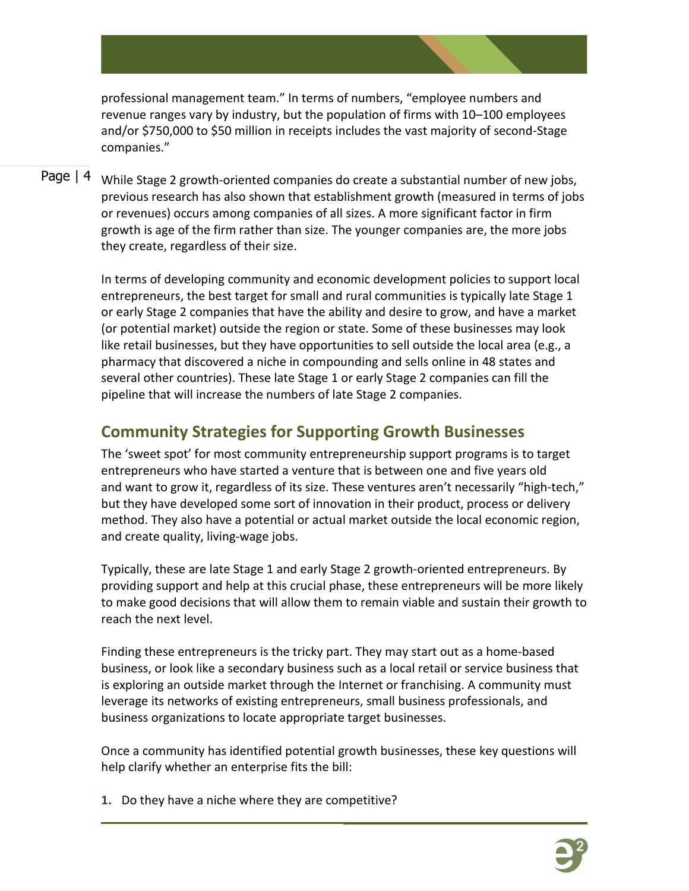professional management team." In terms of numbers, "employee numbers and revenue ranges vary by industry, but the population of firms with 10–100 employees and/or $750,000 to $50 million in receipts includes the vast majority of second-Stage companies."

While Stage 2 growth-oriented companies do create a substantial number of new jobs, previous research has also shown that establishment growth (measured in terms of jobs or revenues) occurs among companies of all sizes. A more significant factor in firm growth is age of the firm rather than size. The younger companies are, the more jobs they create, regardless of their size.

In terms of developing community and economic development policies to support local entrepreneurs, the best target for small and rural communities is typically late Stage 1 or early Stage 2 companies that have the ability and desire to grow, and have a market (or potential market) outside the region or state. Some of these businesses may look like retail businesses, but they have opportunities to sell outside the local area (e.g., a pharmacy that discovered a niche in compounding and sells online in 48 states and several other countries). These late Stage 1 or early Stage 2 companies can fill the pipeline that will increase the numbers of late Stage 2 companies.

## Community Strategies for Supporting Growth Businesses

The 'sweet spot' for most community entrepreneurship support programs is to target entrepreneurs who have started a venture that is between one and five years old and want to grow it, regardless of its size. These ventures aren't necessarily "high-tech," but they have developed some sort of innovation in their product, process or delivery method. They also have a potential or actual market outside the local economic region, and create quality, living-wage jobs.

Typically, these are late Stage 1 and early Stage 2 growth-oriented entrepreneurs. By providing support and help at this crucial phase, these entrepreneurs will be more likely to make good decisions that will allow them to remain viable and sustain their growth to reach the next level.

Finding these entrepreneurs is the tricky part. They may start out as a home-based business, or look like a secondary business such as a local retail or service business that is exploring an outside market through the Internet or franchising. A community must leverage its networks of existing entrepreneurs, small business professionals, and business organizations to locate appropriate target businesses.

Once a community has identified potential growth businesses, these key questions will help clarify whether an enterprise fits the bill:

1. Do they have a niche where they are competitive?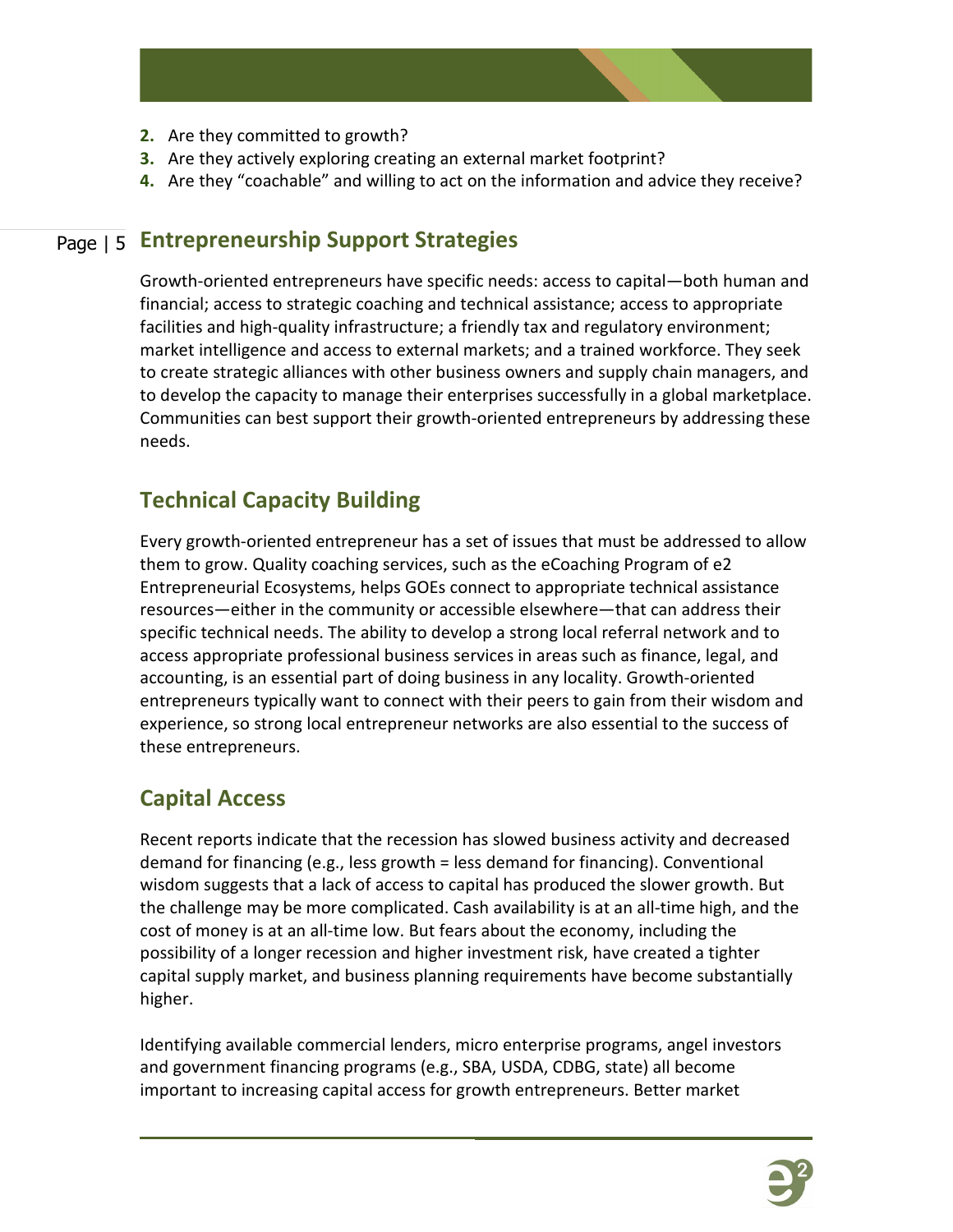2. Are they committed to growth?
3. Are they actively exploring creating an external market footprint?
4. Are they "coachable" and willing to act on the information and advice they receive?

## Entrepreneurship Support Strategies

Growth-oriented entrepreneurs have specific needs: access to capital—both human and financial; access to strategic coaching and technical assistance; access to appropriate facilities and high-quality infrastructure; a friendly tax and regulatory environment; market intelligence and access to external markets; and a trained workforce. They seek to create strategic alliances with other business owners and supply chain managers, and to develop the capacity to manage their enterprises successfully in a global marketplace. Communities can best support their growth-oriented entrepreneurs by addressing these needs.

## Technical Capacity Building

Every growth-oriented entrepreneur has a set of issues that must be addressed to allow them to grow. Quality coaching services, such as the eCoaching Program of e2 Entrepreneurial Ecosystems, helps GOEs connect to appropriate technical assistance resources—either in the community or accessible elsewhere—that can address their specific technical needs. The ability to develop a strong local referral network and to access appropriate professional business services in areas such as finance, legal, and accounting, is an essential part of doing business in any locality. Growth-oriented entrepreneurs typically want to connect with their peers to gain from their wisdom and experience, so strong local entrepreneur networks are also essential to the success of these entrepreneurs.

## Capital Access

Recent reports indicate that the recession has slowed business activity and decreased demand for financing (e.g., less growth = less demand for financing). Conventional wisdom suggests that a lack of access to capital has produced the slower growth. But the challenge may be more complicated. Cash availability is at an all-time high, and the cost of money is at an all-time low. But fears about the economy, including the possibility of a longer recession and higher investment risk, have created a tighter capital supply market, and business planning requirements have become substantially higher.

Identifying available commercial lenders, micro enterprise programs, angel investors and government financing programs (e.g., SBA, USDA, CDBG, state) all become important to increasing capital access for growth entrepreneurs. Better market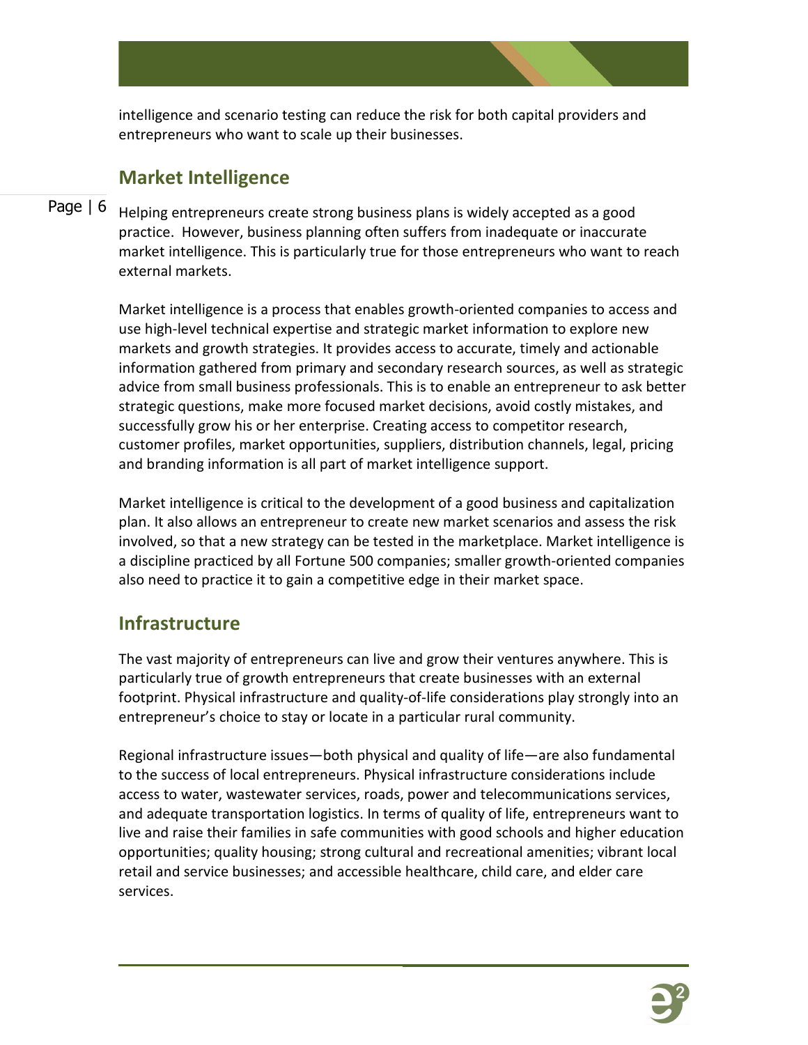intelligence and scenario testing can reduce the risk for both capital providers and entrepreneurs who want to scale up their businesses.

## Market Intelligence

Helping entrepreneurs create strong business plans is widely accepted as a good practice. However, business planning often suffers from inadequate or inaccurate market intelligence. This is particularly true for those entrepreneurs who want to reach external markets.

Market intelligence is a process that enables growth-oriented companies to access and use high-level technical expertise and strategic market information to explore new markets and growth strategies. It provides access to accurate, timely and actionable information gathered from primary and secondary research sources, as well as strategic advice from small business professionals. This is to enable an entrepreneur to ask better strategic questions, make more focused market decisions, avoid costly mistakes, and successfully grow his or her enterprise. Creating access to competitor research, customer profiles, market opportunities, suppliers, distribution channels, legal, pricing and branding information is all part of market intelligence support.

Market intelligence is critical to the development of a good business and capitalization plan. It also allows an entrepreneur to create new market scenarios and assess the risk involved, so that a new strategy can be tested in the marketplace. Market intelligence is a discipline practiced by all Fortune 500 companies; smaller growth-oriented companies also need to practice it to gain a competitive edge in their market space.

## Infrastructure

The vast majority of entrepreneurs can live and grow their ventures anywhere. This is particularly true of growth entrepreneurs that create businesses with an external footprint. Physical infrastructure and quality-of-life considerations play strongly into an entrepreneur's choice to stay or locate in a particular rural community.

Regional infrastructure issues—both physical and quality of life—are also fundamental to the success of local entrepreneurs. Physical infrastructure considerations include access to water, wastewater services, roads, power and telecommunications services, and adequate transportation logistics. In terms of quality of life, entrepreneurs want to live and raise their families in safe communities with good schools and higher education opportunities; quality housing; strong cultural and recreational amenities; vibrant local retail and service businesses; and accessible healthcare, child care, and elder care services.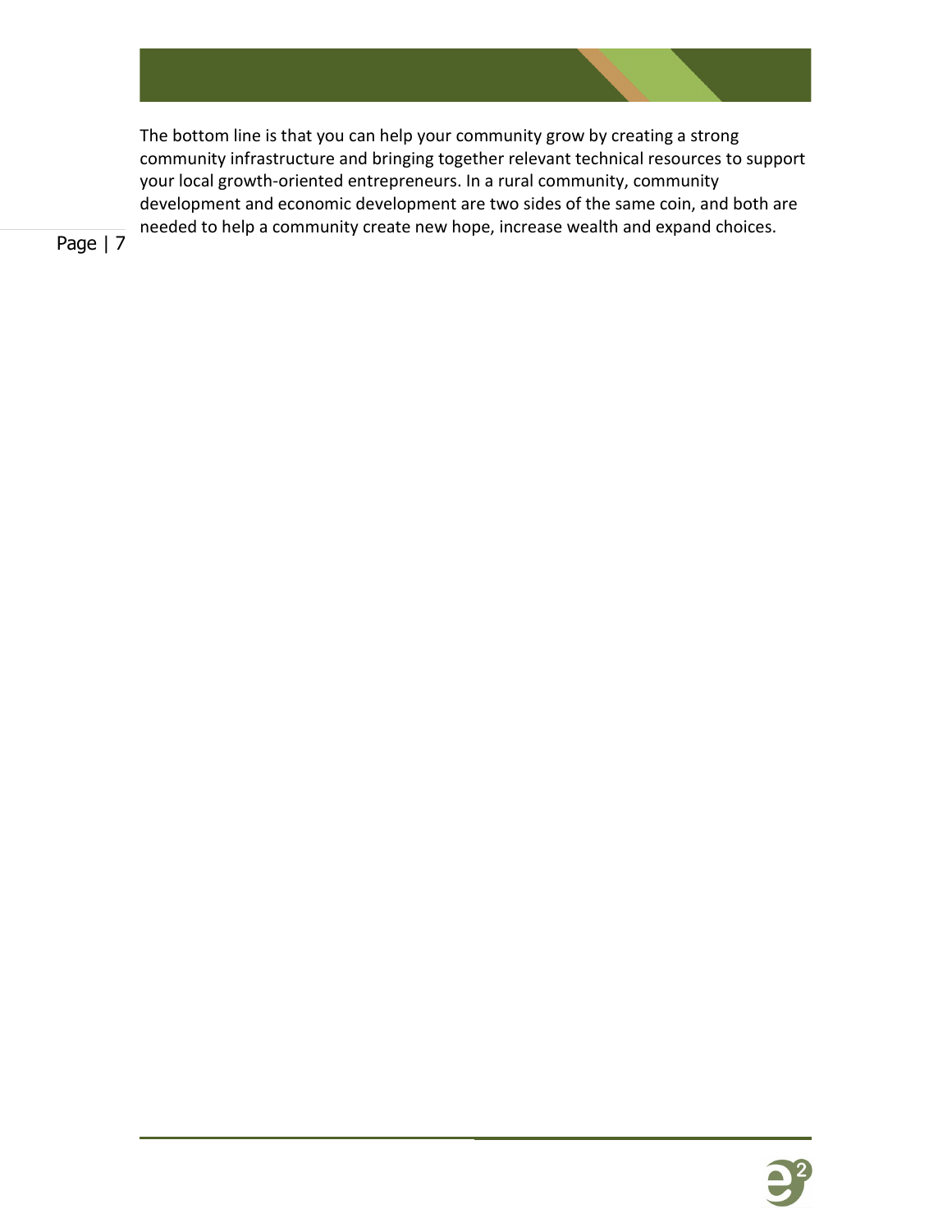The bottom line is that you can help your community grow by creating a strong community infrastructure and bringing together relevant technical resources to support your local growth-oriented entrepreneurs. In a rural community, community development and economic development are two sides of the same coin, and both are needed to help a community create new hope, increase wealth and expand choices.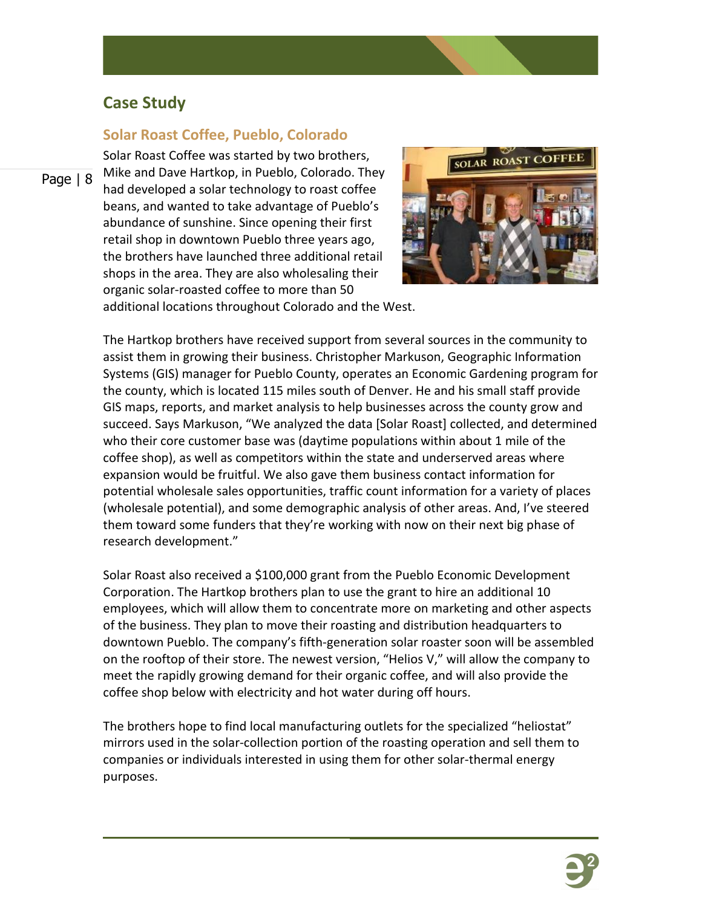## Case Study

### Solar Roast Coffee, Pueblo, Colorado

Solar Roast Coffee was started by two brothers, Mike and Dave Hartkop, in Pueblo, Colorado. They had developed a solar technology to roast coffee beans, and wanted to take advantage of Pueblo's abundance of sunshine. Since opening their first retail shop in downtown Pueblo three years ago, the brothers have launched three additional retail shops in the area. They are also wholesaling their organic solar-roasted coffee to more than 50 additional locations throughout Colorado and the West.

The Hartkop brothers have received support from several sources in the community to assist them in growing their business. Christopher Markuson, Geographic Information Systems (GIS) manager for Pueblo County, operates an Economic Gardening program for the county, which is located 115 miles south of Denver. He and his small staff provide GIS maps, reports, and market analysis to help businesses across the county grow and succeed. Says Markuson, "We analyzed the data [Solar Roast] collected, and determined who their core customer base was (daytime populations within about 1 mile of the coffee shop), as well as competitors within the state and underserved areas where expansion would be fruitful. We also gave them business contact information for potential wholesale sales opportunities, traffic count information for a variety of places (wholesale potential), and some demographic analysis of other areas. And, I've steered them toward some funders that they're working with now on their next big phase of research development."

Solar Roast also received a $100,000 grant from the Pueblo Economic Development Corporation. The Hartkop brothers plan to use the grant to hire an additional 10 employees, which will allow them to concentrate more on marketing and other aspects of the business. They plan to move their roasting and distribution headquarters to downtown Pueblo. The company's fifth-generation solar roaster soon will be assembled on the rooftop of their store. The newest version, "Helios V," will allow the company to meet the rapidly growing demand for their organic coffee, and will also provide the coffee shop below with electricity and hot water during off hours.

The brothers hope to find local manufacturing outlets for the specialized "heliostat" mirrors used in the solar-collection portion of the roasting operation and sell them to companies or individuals interested in using them for other solar-thermal energy purposes.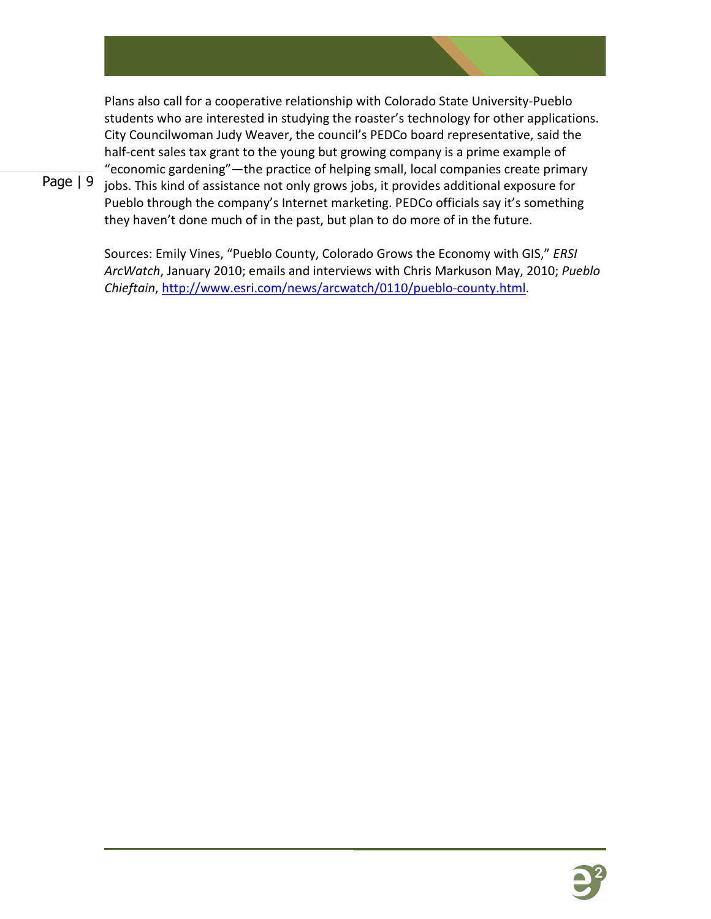Plans also call for a cooperative relationship with Colorado State University-Pueblo students who are interested in studying the roaster's technology for other applications. City Councilwoman Judy Weaver, the council's PEDCo board representative, said the half-cent sales tax grant to the young but growing company is a prime example of "economic gardening"—the practice of helping small, local companies create primary jobs. This kind of assistance not only grows jobs, it provides additional exposure for Pueblo through the company's Internet marketing. PEDCo officials say it's something they haven't done much of in the past, but plan to do more of in the future.

Sources: Emily Vines, "Pueblo County, Colorado Grows the Economy with GIS," *ERSI ArcWatch*, January 2010; emails and interviews with Chris Markuson May, 2010; *Pueblo Chieftain*, http://www.esri.com/news/arcwatch/0110/pueblo-county.html.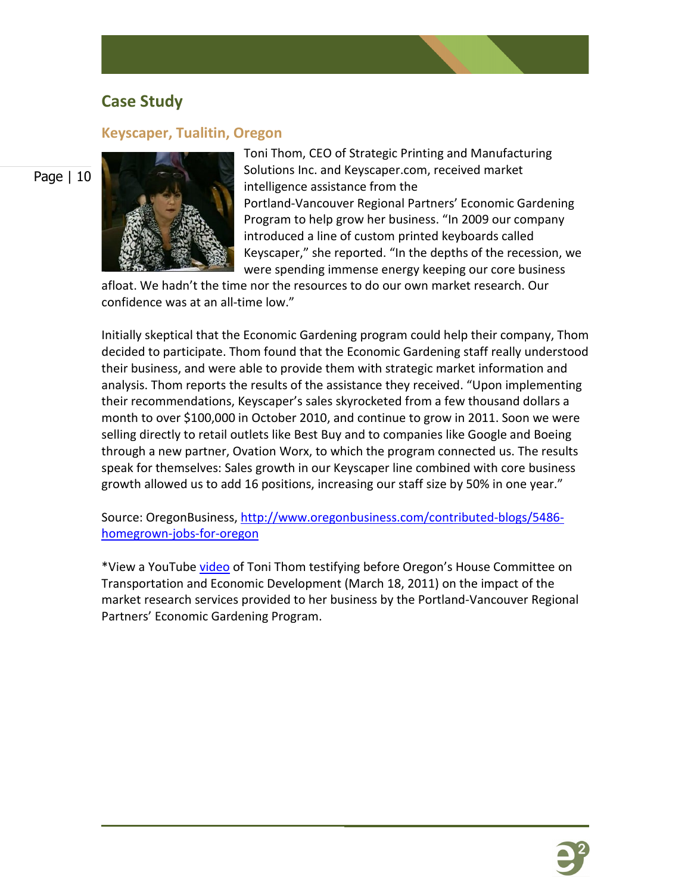## Case Study

### Keyscaper, Tualitin, Oregon

Toni Thom, CEO of Strategic Printing and Manufacturing Solutions Inc. and Keyscaper.com, received market intelligence assistance from the Portland-Vancouver Regional Partners' Economic Gardening Program to help grow her business. "In 2009 our company introduced a line of custom printed keyboards called Keyscaper," she reported. "In the depths of the recession, we were spending immense energy keeping our core business afloat. We hadn't the time nor the resources to do our own market research. Our confidence was at an all-time low."

Initially skeptical that the Economic Gardening program could help their company, Thom decided to participate. Thom found that the Economic Gardening staff really understood their business, and were able to provide them with strategic market information and analysis. Thom reports the results of the assistance they received. "Upon implementing their recommendations, Keyscaper's sales skyrocketed from a few thousand dollars a month to over $100,000 in October 2010, and continue to grow in 2011. Soon we were selling directly to retail outlets like Best Buy and to companies like Google and Boeing through a new partner, Ovation Worx, to which the program connected us. The results speak for themselves: Sales growth in our Keyscaper line combined with core business growth allowed us to add 16 positions, increasing our staff size by 50% in one year."

Source: OregonBusiness, [http://www.oregonbusiness.com/contributed-blogs/5486-homegrown-jobs-for-oregon](http://www.oregonbusiness.com/contributed-blogs/5486-homegrown-jobs-for-oregon)

*View a YouTube video of Toni Thom testifying before Oregon's House Committee on Transportation and Economic Development (March 18, 2011) on the impact of the market research services provided to her business by the Portland-Vancouver Regional Partners' Economic Gardening Program.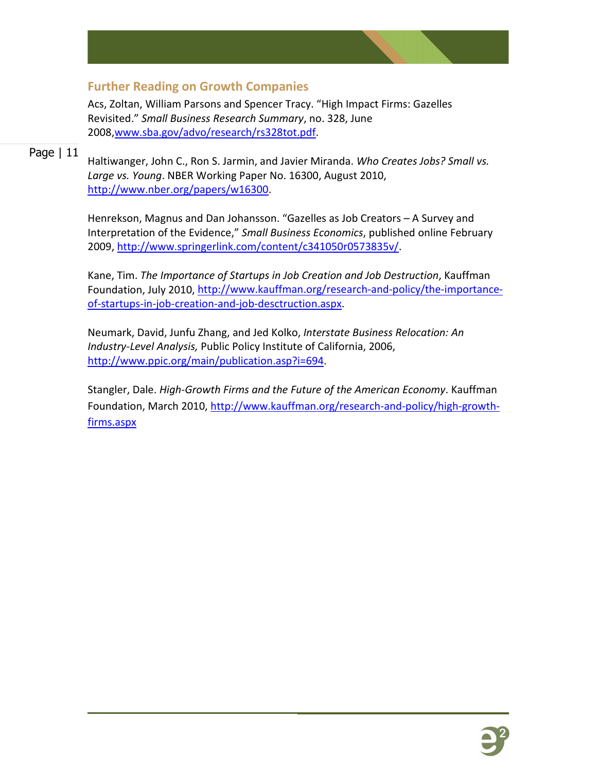## Further Reading on Growth Companies

Acs, Zoltan, William Parsons and Spencer Tracy. "High Impact Firms: Gazelles Revisited." *Small Business Research Summary*, no. 328, June 2008,www.sba.gov/advo/research/rs328tot.pdf.

Haltiwanger, John C., Ron S. Jarmin, and Javier Miranda. *Who Creates Jobs? Small vs. Large vs. Young*. NBER Working Paper No. 16300, August 2010, http://www.nber.org/papers/w16300.

Henrekson, Magnus and Dan Johansson. "Gazelles as Job Creators – A Survey and Interpretation of the Evidence," *Small Business Economics*, published online February 2009, http://www.springerlink.com/content/c341050r0573835v/.

Kane, Tim. *The Importance of Startups in Job Creation and Job Destruction*, Kauffman Foundation, July 2010, http://www.kauffman.org/research-and-policy/the-importance-of-startups-in-job-creation-and-job-desctruction.aspx.

Neumark, David, Junfu Zhang, and Jed Kolko, *Interstate Business Relocation: An Industry-Level Analysis,* Public Policy Institute of California, 2006, http://www.ppic.org/main/publication.asp?i=694.

Stangler, Dale. *High-Growth Firms and the Future of the American Economy*. Kauffman Foundation, March 2010, http://www.kauffman.org/research-and-policy/high-growth-firms.aspx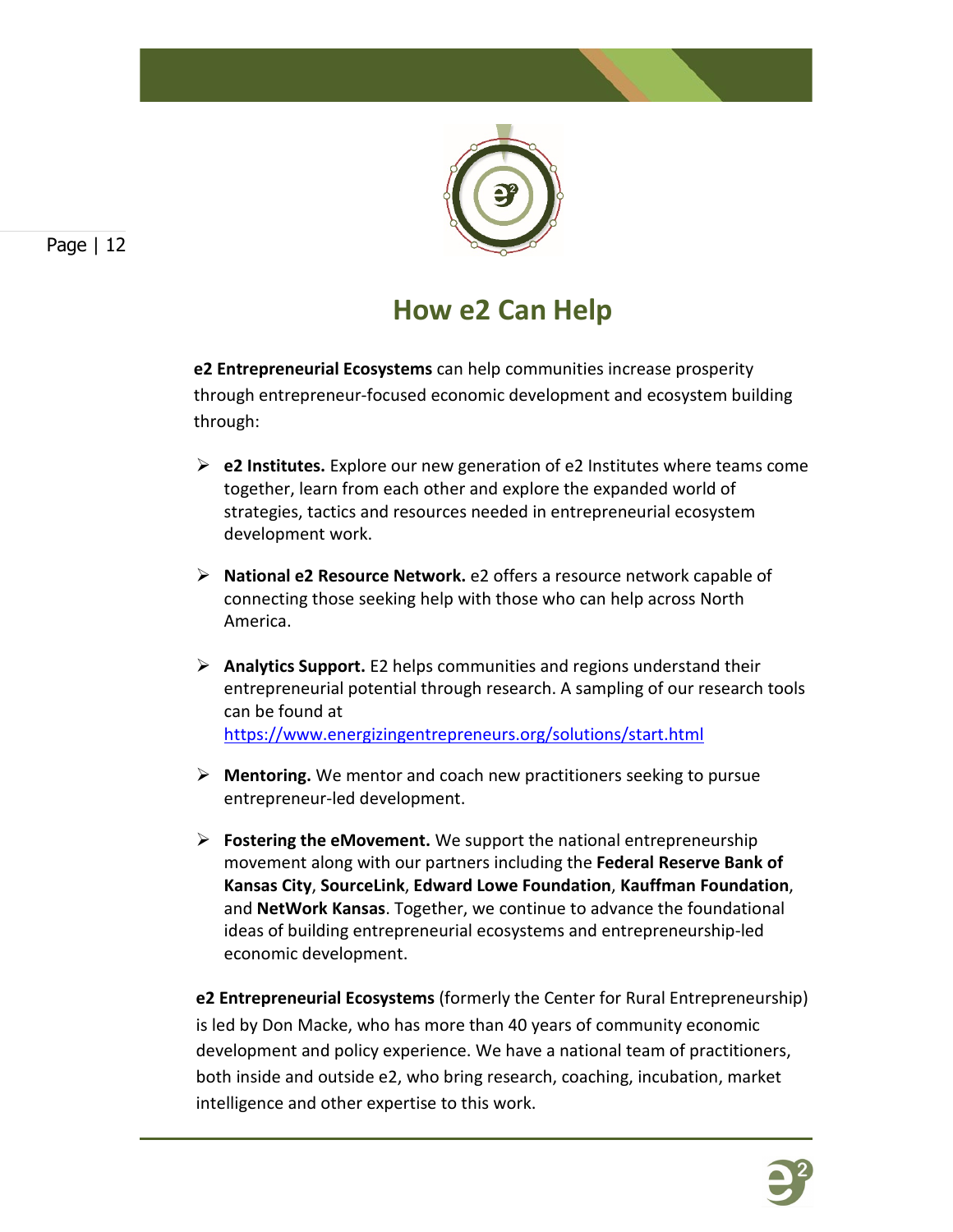## How e2 Can Help

**e2 Entrepreneurial Ecosystems** can help communities increase prosperity through entrepreneur-focused economic development and ecosystem building through:

- **e2 Institutes.** Explore our new generation of e2 Institutes where teams come together, learn from each other and explore the expanded world of strategies, tactics and resources needed in entrepreneurial ecosystem development work.
- **National e2 Resource Network.** e2 offers a resource network capable of connecting those seeking help with those who can help across North America.
- **Analytics Support.** E2 helps communities and regions understand their entrepreneurial potential through research. A sampling of our research tools can be found at https://www.energizingentrepreneurs.org/solutions/start.html
- **Mentoring.** We mentor and coach new practitioners seeking to pursue entrepreneur-led development.
- **Fostering the eMovement.** We support the national entrepreneurship movement along with our partners including the **Federal Reserve Bank of Kansas City**, **SourceLink**, **Edward Lowe Foundation**, **Kauffman Foundation**, and **NetWork Kansas**. Together, we continue to advance the foundational ideas of building entrepreneurial ecosystems and entrepreneurship-led economic development.

**e2 Entrepreneurial Ecosystems** (formerly the Center for Rural Entrepreneurship) is led by Don Macke, who has more than 40 years of community economic development and policy experience. We have a national team of practitioners, both inside and outside e2, who bring research, coaching, incubation, market intelligence and other expertise to this work.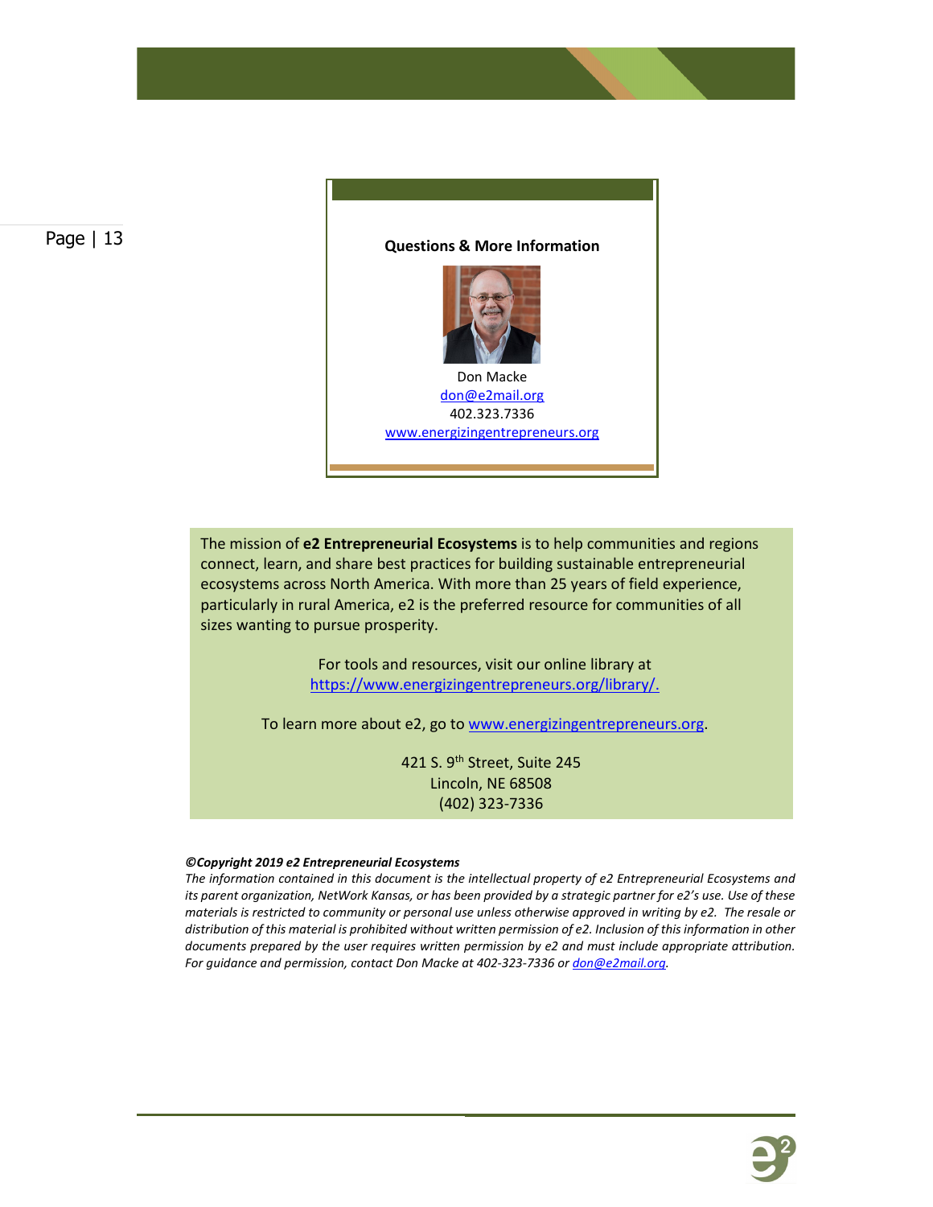**Questions & More Information**

Don Macke
don@e2mail.org
402.323.7336
www.energizingentrepreneurs.org

The mission of **e2 Entrepreneurial Ecosystems** is to help communities and regions connect, learn, and share best practices for building sustainable entrepreneurial ecosystems across North America. With more than 25 years of field experience, particularly in rural America, e2 is the preferred resource for communities of all sizes wanting to pursue prosperity.

For tools and resources, visit our online library at
https://www.energizingentrepreneurs.org/library/.

To learn more about e2, go to www.energizingentrepreneurs.org.

421 S. 9th Street, Suite 245
Lincoln, NE 68508
(402) 323-7336

***©Copyright 2019 e2 Entrepreneurial Ecosystems***
*The information contained in this document is the intellectual property of e2 Entrepreneurial Ecosystems and its parent organization, NetWork Kansas, or has been provided by a strategic partner for e2's use. Use of these materials is restricted to community or personal use unless otherwise approved in writing by e2. The resale or distribution of this material is prohibited without written permission of e2. Inclusion of this information in other documents prepared by the user requires written permission by e2 and must include appropriate attribution. For guidance and permission, contact Don Macke at 402-323-7336 or don@e2mail.org.*